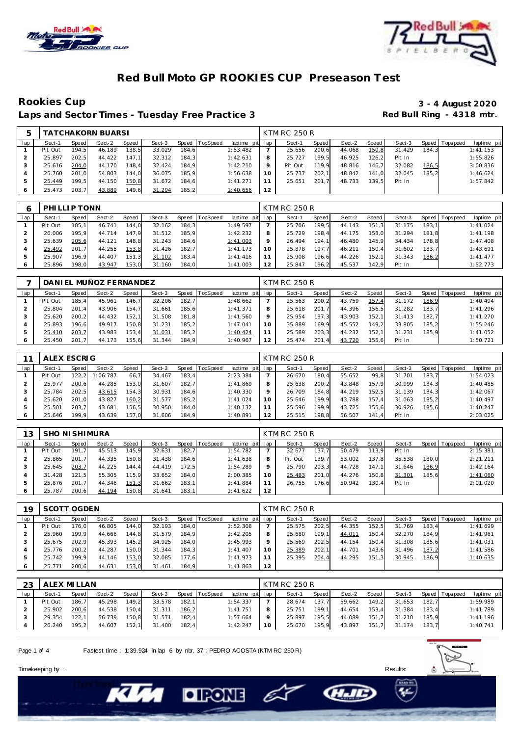# Red Bull Moto GP ROOKIES CUP Preseason Test

## Rookies Cup

**3 - 4 August 2020**

### Laps and Sector Times - Tuesday Free Practice 3

**Red Bull Ring - 4318 mtr.**

| 5 | TATCHAKORN BUARSI | | | | | | | | KTM RC 250 R | | | | | | | | |
|---|---|---|---|---|---|---|---|---|---|---|---|---|---|---|---|---|---|
| lap | Sect-1 | Speed | Sect-2 | Speed | Sect-3 | Speed | TopSpeed | laptime pit | lap | Sect-1 | Speed | Sect-2 | Speed | Sect-3 | Speed | Topspeed | laptime pit |
| 1 | Pit Out | 194,5 | 46.189 | 138,5 | 33.029 | 184,6 | | 1:53.482 | 7 | 25.656 | 200,6 | 44.068 | 150,8 | 31.429 | 184,3 | | 1:41.153 |
| 2 | 25.897 | 202,5 | 44.422 | 147,1 | 32.312 | 184,3 | | 1:42.631 | 8 | 25.727 | 199,5 | 46.925 | 126,2 | Pit In | | | 1:55.826 |
| 3 | 25.616 | 204,0 | 44.170 | 148,4 | 32.424 | 184,9 | | 1:42.210 | 9 | Pit Out | 119,9 | 48.816 | 146,7 | 32.082 | 186,5 | | 3:00.836 |
| 4 | 25.760 | 201,0 | 54.803 | 144,0 | 36.075 | 185,9 | | 1:56.638 | 10 | 25.737 | 202,1 | 48.842 | 141,0 | 32.045 | 185,2 | | 1:46.624 |
| 5 | 25.449 | 199,5 | 44.150 | 150,8 | 31.672 | 184,6 | | 1:41.271 | 11 | 25.651 | 201,7 | 48.733 | 139,5 | Pit In | | | 1:57.842 |
| 6 | 25.473 | 203,7 | 43.889 | 149,6 | 31.294 | 185,2 | | 1:40.656 | 12 | | | | | | | | |

| 6 | PHILLIP TONN | | | | | | | | KTM RC 250 R | | | | | | | | |
|---|---|---|---|---|---|---|---|---|---|---|---|---|---|---|---|---|---|
| lap | Sect-1 | Speed | Sect-2 | Speed | Sect-3 | Speed | TopSpeed | laptime pit | lap | Sect-1 | Speed | Sect-2 | Speed | Sect-3 | Speed | Topspeed | laptime pit |
| 1 | Pit Out | 185,1 | 46.741 | 144,0 | 32.162 | 184,3 | | 1:49.597 | 7 | 25.706 | 199,5 | 44.143 | 151,3 | 31.175 | 183,1 | | 1:41.024 |
| 2 | 26.006 | 195,9 | 44.714 | 147,9 | 31.512 | 185,9 | | 1:42.232 | 8 | 25.729 | 198,4 | 44.175 | 153,0 | 31.294 | 181,8 | | 1:41.198 |
| 3 | 25.639 | 205,6 | 44.121 | 148,8 | 31.243 | 184,6 | | 1:41.003 | 9 | 26.494 | 194,1 | 46.480 | 145,9 | 34.434 | 178,8 | | 1:47.408 |
| 4 | 25.492 | 201,7 | 44.255 | 153,8 | 31.426 | 182,7 | | 1:41.173 | 10 | 25.878 | 197,7 | 46.211 | 150,4 | 31.602 | 183,7 | | 1:43.691 |
| 5 | 25.907 | 196,9 | 44.407 | 151,3 | 31.102 | 183,4 | | 1:41.416 | 11 | 25.908 | 196,6 | 44.226 | 152,1 | 31.343 | 186,2 | | 1:41.477 |
| 6 | 25.896 | 198,0 | 43.947 | 153,0 | 31.160 | 184,0 | | 1:41.003 | 12 | 25.847 | 196,2 | 45.537 | 142,9 | Pit In | | | 1:52.773 |

| 7 | DANIEL MUÑOZ FERNANDEZ | | | | | | | | KTM RC 250 R | | | | | | | | |
|---|---|---|---|---|---|---|---|---|---|---|---|---|---|---|---|---|---|
| lap | Sect-1 | Speed | Sect-2 | Speed | Sect-3 | Speed | TopSpeed | laptime pit | lap | Sect-1 | Speed | Sect-2 | Speed | Sect-3 | Speed | Topspeed | laptime pit |
| 1 | Pit Out | 185,4 | 45.961 | 146,7 | 32.206 | 182,7 | | 1:48.662 | 7 | 25.563 | 200,2 | 43.759 | 157,4 | 31.172 | 186,9 | | 1:40.494 |
| 2 | 25.804 | 201,4 | 43.906 | 154,7 | 31.661 | 185,6 | | 1:41.371 | 8 | 25.618 | 201,7 | 44.396 | 156,5 | 31.282 | 183,7 | | 1:41.296 |
| 3 | 25.620 | 200,2 | 44.432 | 152,1 | 31.508 | 181,8 | | 1:41.560 | 9 | 25.954 | 197,3 | 43.903 | 152,1 | 31.413 | 182,7 | | 1:41.270 |
| 4 | 25.893 | 196,6 | 49.917 | 150,8 | 31.231 | 185,2 | | 1:47.041 | 10 | 35.889 | 169,9 | 45.552 | 149,2 | 33.805 | 185,2 | | 1:55.246 |
| 5 | 25.410 | 203,7 | 43.983 | 153,4 | 31.031 | 185,2 | | 1:40.424 | 11 | 25.589 | 203,3 | 44.232 | 152,1 | 31.231 | 185,9 | | 1:41.052 |
| 6 | 25.450 | 201,7 | 44.173 | 155,6 | 31.344 | 184,9 | | 1:40.967 | 12 | 25.474 | 201,4 | 43.720 | 155,6 | Pit In | | | 1:50.721 |

| 11 | ALEX ESCRIG | | | | | | | | KTM RC 250 R | | | | | | | | |
|---|---|---|---|---|---|---|---|---|---|---|---|---|---|---|---|---|---|
| lap | Sect-1 | Speed | Sect-2 | Speed | Sect-3 | Speed | TopSpeed | laptime pit | lap | Sect-1 | Speed | Sect-2 | Speed | Sect-3 | Speed | Topspeed | laptime pit |
| 1 | Pit Out | 122,2 | 1:06.787 | 66,7 | 34.467 | 183,4 | | 2:23.384 | 7 | 26.670 | 180,4 | 55.652 | 99,8 | 31.701 | 183,7 | | 1:54.023 |
| 2 | 25.977 | 200,6 | 44.285 | 153,0 | 31.607 | 182,7 | | 1:41.869 | 8 | 25.638 | 200,2 | 43.848 | 157,9 | 30.999 | 184,3 | | 1:40.485 |
| 3 | 25.784 | 202,5 | 43.615 | 154,3 | 30.931 | 184,6 | | 1:40.330 | 9 | 26.709 | 184,8 | 44.219 | 152,5 | 31.139 | 184,3 | | 1:42.067 |
| 4 | 25.620 | 201,0 | 43.827 | 160,2 | 31.577 | 185,2 | | 1:41.024 | 10 | 25.646 | 199,9 | 43.788 | 157,4 | 31.063 | 185,2 | | 1:40.497 |
| 5 | 25.501 | 203,7 | 43.681 | 156,5 | 30.950 | 184,0 | | 1:40.132 | 11 | 25.596 | 199,9 | 43.725 | 155,6 | 30.926 | 185,6 | | 1:40.247 |
| 6 | 25.646 | 199,9 | 43.639 | 157,0 | 31.606 | 184,9 | | 1:40.891 | 12 | 25.515 | 198,8 | 56.507 | 141,4 | Pit In | | | 2:03.025 |

| 13 | SHO NISHIMURA | | | | | | | | KTM RC 250 R | | | | | | | | |
|---|---|---|---|---|---|---|---|---|---|---|---|---|---|---|---|---|---|
| lap | Sect-1 | Speed | Sect-2 | Speed | Sect-3 | Speed | TopSpeed | laptime pit | lap | Sect-1 | Speed | Sect-2 | Speed | Sect-3 | Speed | Topspeed | laptime pit |
| 1 | Pit Out | 191,7 | 45.513 | 145,9 | 32.631 | 182,7 | | 1:54.782 | 7 | 32.677 | 137,7 | 50.479 | 113,9 | Pit In | | | 2:15.381 |
| 2 | 25.865 | 201,7 | 44.335 | 150,8 | 31.438 | 184,6 | | 1:41.638 | 8 | Pit Out | 139,7 | 53.002 | 137,8 | 35.538 | 180,0 | | 2:21.211 |
| 3 | 25.645 | 203,7 | 44.225 | 144,4 | 44.419 | 172,5 | | 1:54.289 | 9 | 25.790 | 203,3 | 44.728 | 147,1 | 31.646 | 186,9 | | 1:42.164 |
| 4 | 31.428 | 121,5 | 55.305 | 115,9 | 33.652 | 184,0 | | 2:00.385 | 10 | 25.483 | 201,0 | 44.276 | 150,8 | 31.301 | 185,6 | | 1:41.060 |
| 5 | 25.876 | 201,7 | 44.346 | 151,3 | 31.662 | 183,1 | | 1:41.884 | 11 | 26.755 | 176,6 | 50.942 | 130,4 | Pit In | | | 2:01.020 |
| 6 | 25.787 | 200,6 | 44.194 | 150,8 | 31.641 | 183,1 | | 1:41.622 | 12 | | | | | | | | |

| 19 | SCOTT OGDEN | | | | | | | | KTM RC 250 R | | | | | | | | |
|---|---|---|---|---|---|---|---|---|---|---|---|---|---|---|---|---|---|
| lap | Sect-1 | Speed | Sect-2 | Speed | Sect-3 | Speed | TopSpeed | laptime pit | lap | Sect-1 | Speed | Sect-2 | Speed | Sect-3 | Speed | Topspeed | laptime pit |
| 1 | Pit Out | 176,0 | 46.805 | 144,0 | 32.193 | 184,0 | | 1:52.308 | 7 | 25.575 | 202,5 | 44.355 | 152,5 | 31.769 | 183,4 | | 1:41.699 |
| 2 | 25.960 | 199,9 | 44.666 | 144,8 | 31.579 | 184,9 | | 1:42.205 | 8 | 25.680 | 199,1 | 44.011 | 150,4 | 32.270 | 184,9 | | 1:41.961 |
| 3 | 25.675 | 202,9 | 45.393 | 145,2 | 34.925 | 184,0 | | 1:45.993 | 9 | 25.569 | 202,5 | 44.154 | 150,4 | 31.308 | 185,6 | | 1:41.031 |
| 4 | 25.776 | 200,2 | 44.287 | 150,0 | 31.344 | 184,3 | | 1:41.407 | 10 | 25.389 | 202,1 | 44.701 | 143,6 | 31.496 | 187,2 | | 1:41.586 |
| 5 | 25.742 | 199,9 | 44.146 | 153,0 | 32.085 | 177,6 | | 1:41.973 | 11 | 25.395 | 204,4 | 44.295 | 151,3 | 30.945 | 186,9 | | 1:40.635 |
| 6 | 25.771 | 200,6 | 44.631 | 153,0 | 31.461 | 184,9 | | 1:41.863 | 12 | | | | | | | | |

| 23 | ALEX MILLAN | | | | | | | | KTM RC 250 R | | | | | | | | |
|---|---|---|---|---|---|---|---|---|---|---|---|---|---|---|---|---|---|
| lap | Sect-1 | Speed | Sect-2 | Speed | Sect-3 | Speed | TopSpeed | laptime pit | lap | Sect-1 | Speed | Sect-2 | Speed | Sect-3 | Speed | Topspeed | laptime pit |
| 1 | Pit Out | 186,7 | 45.298 | 149,2 | 33.578 | 182,1 | | 1:54.337 | 7 | 28.674 | 137,7 | 59.662 | 149,2 | 31.653 | 182,7 | | 1:59.989 |
| 2 | 25.902 | 200,6 | 44.538 | 150,4 | 31.311 | 186,2 | | 1:41.751 | 8 | 25.751 | 199,1 | 44.654 | 153,4 | 31.384 | 183,4 | | 1:41.789 |
| 3 | 29.354 | 122,1 | 56.739 | 150,8 | 31.571 | 182,4 | | 1:57.664 | 9 | 25.897 | 195,5 | 44.089 | 151,7 | 31.210 | 185,9 | | 1:41.196 |
| 4 | 26.240 | 195,2 | 44.607 | 152,1 | 31.400 | 182,4 | | 1:42.247 | 10 | 25.670 | 195,9 | 43.897 | 151,7 | 31.174 | 183,7 | | 1:40.741 |

Fastest time : 1:39.924 in lap 6 by nbr. 37 : PEDRO ACOSTA (KTM RC 250 R)

Timekeeping by : Results: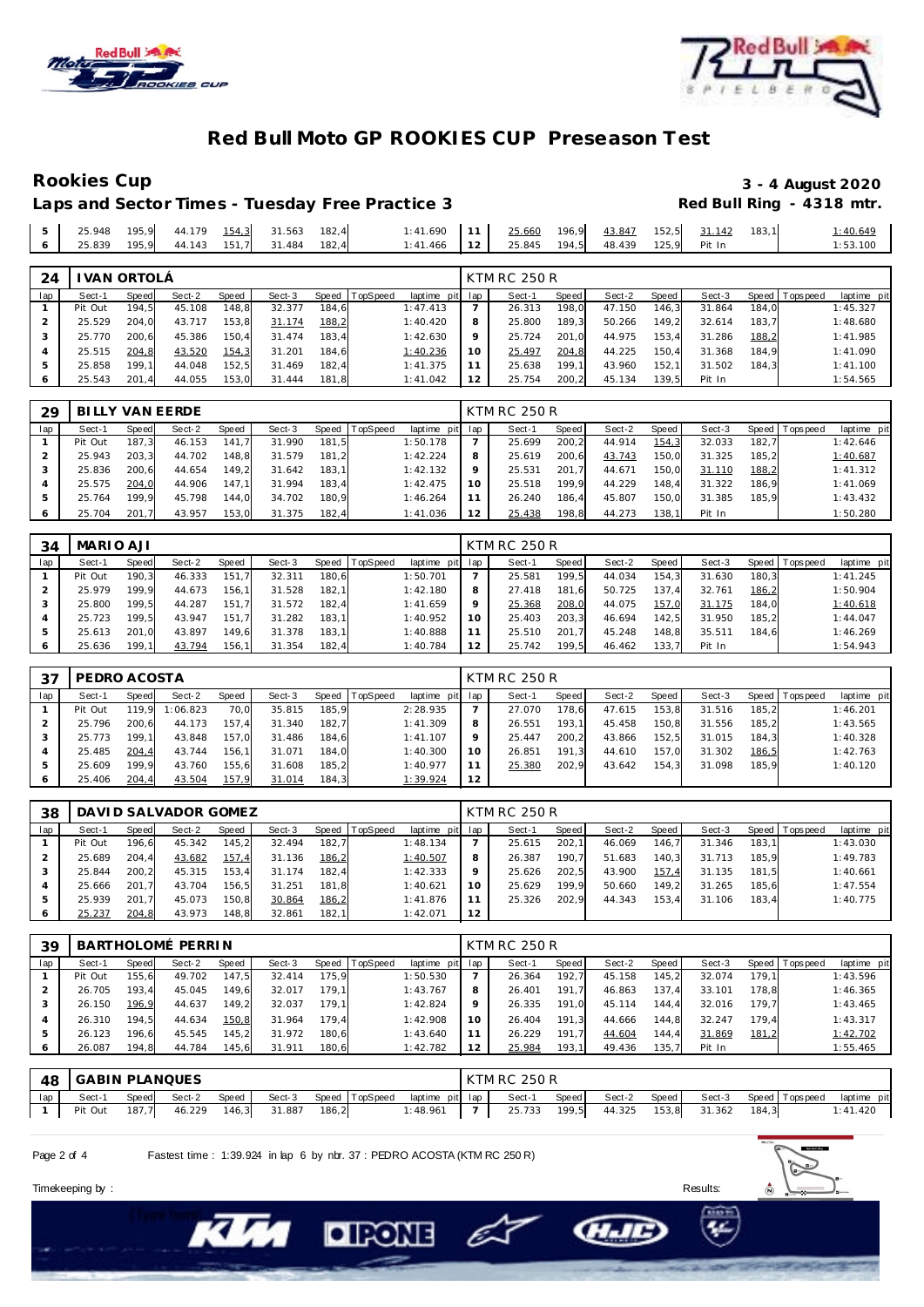# Red Bull Moto GP ROOKIES CUP Preseason Test

## Rookies Cup

**3 - 4 August 2020**

**Laps and Sector Times - Tuesday Free Practice 3**

**Red Bull Ring - 4318 mtr.**

| lap | Sect-1 | Speed | Sect-2 | Speed | Sect-3 | Speed | TopSpeed | laptime pit | lap | Sect-1 | Speed | Sect-2 | Speed | Sect-3 | Speed | Topspeed | laptime pit |
|---|---|---|---|---|---|---|---|---|---|---|---|---|---|---|---|---|---|
| 5 | 25.948 | 195,9 | 44.179 | 154,3 | 31.563 | 182,4 | | 1:41.690 | 11 | 25.660 | 196,9 | 43.847 | 152,5 | 31.142 | 183,1 | | 1:40.649 |
| 6 | 25.839 | 195,9 | 44.143 | 151,7 | 31.484 | 182,4 | | 1:41.466 | 12 | 25.845 | 194,5 | 48.439 | 125,9 | Pit In | | | 1:53.100 |

**24 IVAN ORTOLÁ** — KTM RC 250 R

| lap | Sect-1 | Speed | Sect-2 | Speed | Sect-3 | Speed | TopSpeed | laptime pit | lap | Sect-1 | Speed | Sect-2 | Speed | Sect-3 | Speed | Topspeed | laptime pit |
|---|---|---|---|---|---|---|---|---|---|---|---|---|---|---|---|---|---|
| 1 | Pit Out | 194,5 | 45.108 | 148,8 | 32.377 | 184,6 | | 1:47.413 | 7 | 26.313 | 198,0 | 47.150 | 146,3 | 31.864 | 184,0 | | 1:45.327 |
| 2 | 25.529 | 204,0 | 43.717 | 153,8 | 31.174 | 188,2 | | 1:40.420 | 8 | 25.800 | 189,3 | 50.266 | 149,2 | 32.614 | 183,7 | | 1:48.680 |
| 3 | 25.770 | 200,6 | 45.386 | 150,4 | 31.474 | 183,4 | | 1:42.630 | 9 | 25.724 | 201,0 | 44.975 | 153,4 | 31.286 | 188,2 | | 1:41.985 |
| 4 | 25.515 | 204,8 | 43.520 | 154,3 | 31.201 | 184,6 | | 1:40.236 | 10 | 25.497 | 204,8 | 44.225 | 150,4 | 31.368 | 184,9 | | 1:41.090 |
| 5 | 25.858 | 199,1 | 44.048 | 152,5 | 31.469 | 182,4 | | 1:41.375 | 11 | 25.638 | 199,1 | 43.960 | 152,1 | 31.502 | 184,3 | | 1:41.100 |
| 6 | 25.543 | 201,4 | 44.055 | 153,0 | 31.444 | 181,8 | | 1:41.042 | 12 | 25.754 | 200,2 | 45.134 | 139,5 | Pit In | | | 1:54.565 |

**29 BILLY VAN EERDE** — KTM RC 250 R

| lap | Sect-1 | Speed | Sect-2 | Speed | Sect-3 | Speed | TopSpeed | laptime pit | lap | Sect-1 | Speed | Sect-2 | Speed | Sect-3 | Speed | Topspeed | laptime pit |
|---|---|---|---|---|---|---|---|---|---|---|---|---|---|---|---|---|---|
| 1 | Pit Out | 187,3 | 46.153 | 141,7 | 31.990 | 181,5 | | 1:50.178 | 7 | 25.699 | 200,2 | 44.914 | 154,3 | 32.033 | 182,7 | | 1:42.646 |
| 2 | 25.943 | 203,3 | 44.702 | 148,8 | 31.579 | 181,2 | | 1:42.224 | 8 | 25.619 | 200,6 | 43.743 | 150,0 | 31.325 | 185,2 | | 1:40.687 |
| 3 | 25.836 | 200,6 | 44.654 | 149,2 | 31.642 | 183,1 | | 1:42.132 | 9 | 25.531 | 201,7 | 44.671 | 150,0 | 31.110 | 188,2 | | 1:41.312 |
| 4 | 25.575 | 204,0 | 44.906 | 147,1 | 31.994 | 183,4 | | 1:42.475 | 10 | 25.518 | 199,9 | 44.229 | 148,4 | 31.322 | 186,9 | | 1:41.069 |
| 5 | 25.764 | 199,9 | 45.798 | 144,0 | 34.702 | 180,9 | | 1:46.264 | 11 | 26.240 | 186,4 | 45.807 | 150,0 | 31.385 | 185,9 | | 1:43.432 |
| 6 | 25.704 | 201,7 | 43.957 | 153,0 | 31.375 | 182,4 | | 1:41.036 | 12 | 25.438 | 198,8 | 44.273 | 138,1 | Pit In | | | 1:50.280 |

**34 MARIO AJI** — KTM RC 250 R

| lap | Sect-1 | Speed | Sect-2 | Speed | Sect-3 | Speed | TopSpeed | laptime pit | lap | Sect-1 | Speed | Sect-2 | Speed | Sect-3 | Speed | Topspeed | laptime pit |
|---|---|---|---|---|---|---|---|---|---|---|---|---|---|---|---|---|---|
| 1 | Pit Out | 190,3 | 46.333 | 151,7 | 32.311 | 180,6 | | 1:50.701 | 7 | 25.581 | 199,5 | 44.034 | 154,3 | 31.630 | 180,3 | | 1:41.245 |
| 2 | 25.979 | 199,9 | 44.673 | 156,1 | 31.528 | 182,1 | | 1:42.180 | 8 | 27.418 | 181,6 | 50.725 | 137,4 | 32.761 | 186,2 | | 1:50.904 |
| 3 | 25.800 | 199,5 | 44.287 | 151,7 | 31.572 | 182,4 | | 1:41.659 | 9 | 25.368 | 208,0 | 44.075 | 157,0 | 31.175 | 184,0 | | 1:40.618 |
| 4 | 25.723 | 199,5 | 43.947 | 151,7 | 31.282 | 183,1 | | 1:40.952 | 10 | 25.403 | 203,3 | 46.694 | 142,5 | 31.950 | 185,2 | | 1:44.047 |
| 5 | 25.613 | 201,0 | 43.897 | 149,6 | 31.378 | 183,1 | | 1:40.888 | 11 | 25.510 | 201,7 | 45.248 | 148,8 | 35.511 | 184,6 | | 1:46.269 |
| 6 | 25.636 | 199,1 | 43.794 | 156,1 | 31.354 | 182,4 | | 1:40.784 | 12 | 25.742 | 199,5 | 46.462 | 133,7 | Pit In | | | 1:54.943 |

**37 PEDRO ACOSTA** — KTM RC 250 R

| lap | Sect-1 | Speed | Sect-2 | Speed | Sect-3 | Speed | TopSpeed | laptime pit | lap | Sect-1 | Speed | Sect-2 | Speed | Sect-3 | Speed | Topspeed | laptime pit |
|---|---|---|---|---|---|---|---|---|---|---|---|---|---|---|---|---|---|
| 1 | Pit Out | 119,9 | 1:06.823 | 70,0 | 35.815 | 185,9 | | 2:28.935 | 7 | 27.070 | 178,6 | 47.615 | 153,8 | 31.516 | 185,2 | | 1:46.201 |
| 2 | 25.796 | 200,6 | 44.173 | 157,4 | 31.340 | 182,7 | | 1:41.309 | 8 | 26.551 | 193,1 | 45.458 | 150,8 | 31.556 | 185,2 | | 1:43.565 |
| 3 | 25.773 | 199,1 | 43.848 | 157,0 | 31.486 | 184,6 | | 1:41.107 | 9 | 25.447 | 200,2 | 43.866 | 152,5 | 31.015 | 184,3 | | 1:40.328 |
| 4 | 25.485 | 204,4 | 43.744 | 156,1 | 31.071 | 184,0 | | 1:40.300 | 10 | 26.851 | 191,3 | 44.610 | 157,0 | 31.302 | 186,5 | | 1:42.763 |
| 5 | 25.609 | 199,9 | 43.760 | 155,6 | 31.608 | 185,2 | | 1:40.977 | 11 | 25.380 | 202,9 | 43.642 | 154,3 | 31.098 | 185,9 | | 1:40.120 |
| 6 | 25.406 | 204,4 | 43.504 | 157,9 | 31.014 | 184,3 | | 1:39.924 | 12 | | | | | | | | |

**38 DAVID SALVADOR GOMEZ** — KTM RC 250 R

| lap | Sect-1 | Speed | Sect-2 | Speed | Sect-3 | Speed | TopSpeed | laptime pit | lap | Sect-1 | Speed | Sect-2 | Speed | Sect-3 | Speed | Topspeed | laptime pit |
|---|---|---|---|---|---|---|---|---|---|---|---|---|---|---|---|---|---|
| 1 | Pit Out | 196,6 | 45.342 | 145,2 | 32.494 | 182,7 | | 1:48.134 | 7 | 25.615 | 202,1 | 46.069 | 146,7 | 31.346 | 183,1 | | 1:43.030 |
| 2 | 25.689 | 204,4 | 43.682 | 157,4 | 31.136 | 186,2 | | 1:40.507 | 8 | 26.387 | 190,7 | 51.683 | 140,3 | 31.713 | 185,9 | | 1:49.783 |
| 3 | 25.844 | 200,2 | 45.315 | 153,4 | 31.174 | 182,4 | | 1:42.333 | 9 | 25.626 | 202,5 | 43.900 | 157,4 | 31.135 | 181,5 | | 1:40.661 |
| 4 | 25.666 | 201,7 | 43.704 | 156,5 | 31.251 | 181,8 | | 1:40.621 | 10 | 25.629 | 199,9 | 50.660 | 149,2 | 31.265 | 185,6 | | 1:47.554 |
| 5 | 25.939 | 201,7 | 45.073 | 150,8 | 30.864 | 186,2 | | 1:41.876 | 11 | 25.326 | 202,9 | 44.343 | 153,4 | 31.106 | 183,4 | | 1:40.775 |
| 6 | 25.237 | 204,8 | 43.973 | 148,8 | 32.861 | 182,1 | | 1:42.071 | 12 | | | | | | | | |

**39 BARTHOLOMÉ PERRIN** — KTM RC 250 R

| lap | Sect-1 | Speed | Sect-2 | Speed | Sect-3 | Speed | TopSpeed | laptime pit | lap | Sect-1 | Speed | Sect-2 | Speed | Sect-3 | Speed | Topspeed | laptime pit |
|---|---|---|---|---|---|---|---|---|---|---|---|---|---|---|---|---|---|
| 1 | Pit Out | 155,6 | 49.702 | 147,5 | 32.414 | 175,9 | | 1:50.530 | 7 | 26.364 | 192,7 | 45.158 | 145,2 | 32.074 | 179,1 | | 1:43.596 |
| 2 | 26.705 | 193,4 | 45.045 | 149,6 | 32.017 | 179,1 | | 1:43.767 | 8 | 26.401 | 191,7 | 46.863 | 137,4 | 33.101 | 178,8 | | 1:46.365 |
| 3 | 26.150 | 196,9 | 44.637 | 149,2 | 32.037 | 179,1 | | 1:42.824 | 9 | 26.335 | 191,0 | 45.114 | 144,4 | 32.016 | 179,7 | | 1:43.465 |
| 4 | 26.310 | 194,5 | 44.634 | 150,8 | 31.964 | 179,4 | | 1:42.908 | 10 | 26.404 | 191,3 | 44.666 | 144,8 | 32.247 | 179,4 | | 1:43.317 |
| 5 | 26.123 | 196,6 | 45.545 | 145,2 | 31.972 | 180,6 | | 1:43.640 | 11 | 26.229 | 191,7 | 44.604 | 144,4 | 31.869 | 181,2 | | 1:42.702 |
| 6 | 26.087 | 194,8 | 44.784 | 145,6 | 31.911 | 180,6 | | 1:42.782 | 12 | 25.984 | 193,1 | 49.436 | 135,7 | Pit In | | | 1:55.465 |

**48 GABIN PLANQUES** — KTM RC 250 R

| lap | Sect-1 | Speed | Sect-2 | Speed | Sect-3 | Speed | TopSpeed | laptime pit | lap | Sect-1 | Speed | Sect-2 | Speed | Sect-3 | Speed | Topspeed | laptime pit |
|---|---|---|---|---|---|---|---|---|---|---|---|---|---|---|---|---|---|
| 1 | Pit Out | 187,7 | 46.229 | 146,3 | 31.887 | 186,2 | | 1:48.961 | 7 | 25.733 | 199,5 | 44.325 | 153,8 | 31.362 | 184,3 | | 1:41.420 |

Fastest time : 1:39.924 in lap 6 by nbr. 37 : PEDRO ACOSTA (KTM RC 250 R)

Timekeeping by : Results: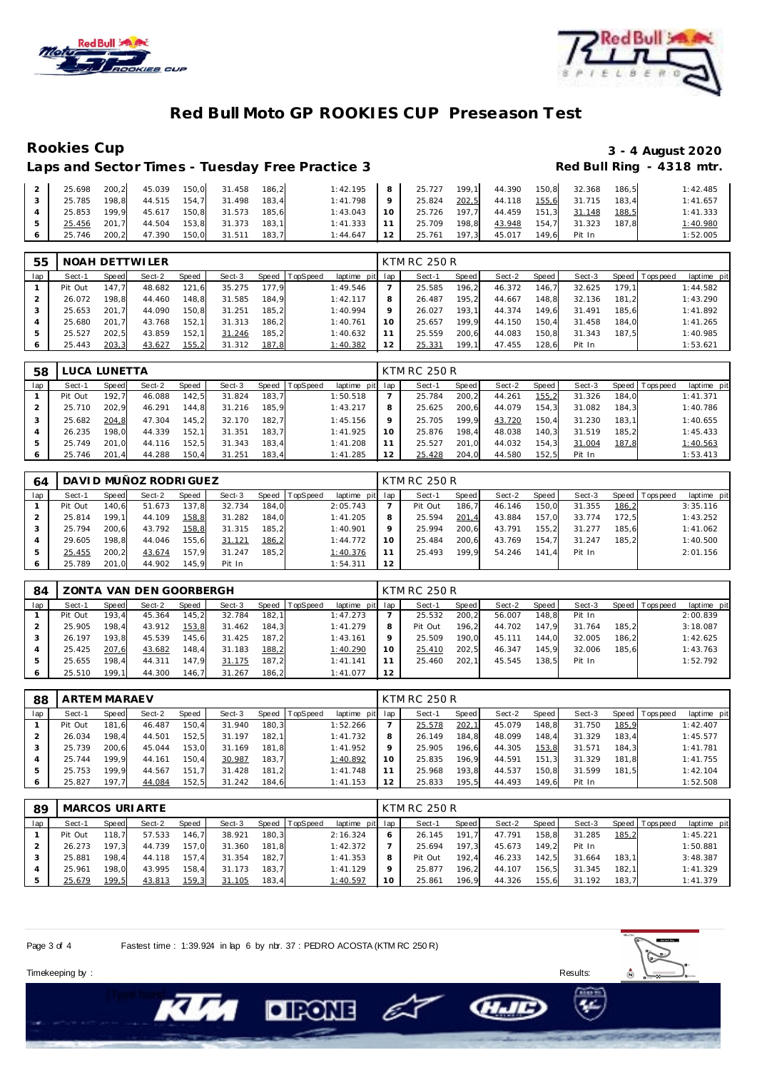# Red Bull Moto GP ROOKIES CUP Preseason Test

## Rookies Cup

**3 - 4 August 2020**

### Laps and Sector Times - Tuesday Free Practice 3

**Red Bull Ring - 4318 mtr.**

| lap | Sect-1 | Speed | Sect-2 | Speed | Sect-3 | Speed | TopSpeed | laptime pit | lap | Sect-1 | Speed | Sect-2 | Speed | Sect-3 | Speed | Topspeed | laptime pit |
|---|---|---|---|---|---|---|---|---|---|---|---|---|---|---|---|---|---|
| 2 | 25.698 | 200,2 | 45.039 | 150,0 | 31.458 | 186,2 | | 1:42.195 | 8 | 25.727 | 199,1 | 44.390 | 150,8 | 32.368 | 186,5 | | 1:42.485 |
| 3 | 25.785 | 198,8 | 44.515 | 154,7 | 31.498 | 183,4 | | 1:41.798 | 9 | 25.824 | 202,5 | 44.118 | 155,6 | 31.715 | 183,4 | | 1:41.657 |
| 4 | 25.853 | 199,9 | 45.617 | 150,8 | 31.573 | 185,6 | | 1:43.043 | 10 | 25.726 | 197,7 | 44.459 | 151,3 | 31.148 | 188,5 | | 1:41.333 |
| 5 | 25.456 | 201,7 | 44.504 | 153,8 | 31.373 | 183,1 | | 1:41.333 | 11 | 25.709 | 198,8 | 43.948 | 154,7 | 31.323 | 187,8 | | 1:40.980 |
| 6 | 25.746 | 200,2 | 47.390 | 150,0 | 31.511 | 183,7 | | 1:44.647 | 12 | 25.761 | 197,3 | 45.017 | 149,6 | Pit In | | | 1:52.005 |

**55 NOAH DETTWILER** — KTM RC 250 R

| lap | Sect-1 | Speed | Sect-2 | Speed | Sect-3 | Speed | TopSpeed | laptime pit | lap | Sect-1 | Speed | Sect-2 | Speed | Sect-3 | Speed | Topspeed | laptime pit |
|---|---|---|---|---|---|---|---|---|---|---|---|---|---|---|---|---|---|
| 1 | Pit Out | 147,7 | 48.682 | 121,6 | 35.275 | 177,9 | | 1:49.546 | 7 | 25.585 | 196,2 | 46.372 | 146,7 | 32.625 | 179,1 | | 1:44.582 |
| 2 | 26.072 | 198,8 | 44.460 | 148,8 | 31.585 | 184,9 | | 1:42.117 | 8 | 26.487 | 195,2 | 44.667 | 148,8 | 32.136 | 181,2 | | 1:43.290 |
| 3 | 25.653 | 201,7 | 44.090 | 150,8 | 31.251 | 185,2 | | 1:40.994 | 9 | 26.027 | 193,1 | 44.374 | 149,6 | 31.491 | 185,6 | | 1:41.892 |
| 4 | 25.680 | 201,7 | 43.768 | 152,1 | 31.313 | 186,2 | | 1:40.761 | 10 | 25.657 | 199,9 | 44.150 | 150,4 | 31.458 | 184,0 | | 1:41.265 |
| 5 | 25.527 | 202,5 | 43.859 | 152,1 | 31.246 | 185,2 | | 1:40.632 | 11 | 25.559 | 200,6 | 44.083 | 150,8 | 31.343 | 187,5 | | 1:40.985 |
| 6 | 25.443 | 203,3 | 43.627 | 155,2 | 31.312 | 187,8 | | 1:40.382 | 12 | 25.331 | 199,1 | 47.455 | 128,6 | Pit In | | | 1:53.621 |

**58 LUCA LUNETTA** — KTM RC 250 R

| lap | Sect-1 | Speed | Sect-2 | Speed | Sect-3 | Speed | TopSpeed | laptime pit | lap | Sect-1 | Speed | Sect-2 | Speed | Sect-3 | Speed | Topspeed | laptime pit |
|---|---|---|---|---|---|---|---|---|---|---|---|---|---|---|---|---|---|
| 1 | Pit Out | 192,7 | 46.088 | 142,5 | 31.824 | 183,7 | | 1:50.518 | 7 | 25.784 | 200,2 | 44.261 | 155,2 | 31.326 | 184,0 | | 1:41.371 |
| 2 | 25.710 | 202,9 | 46.291 | 144,8 | 31.216 | 185,9 | | 1:43.217 | 8 | 25.625 | 200,6 | 44.079 | 154,3 | 31.082 | 184,3 | | 1:40.786 |
| 3 | 25.682 | 204,8 | 47.304 | 145,2 | 32.170 | 182,7 | | 1:45.156 | 9 | 25.705 | 199,9 | 43.720 | 150,4 | 31.230 | 183,1 | | 1:40.655 |
| 4 | 26.235 | 198,0 | 44.339 | 152,1 | 31.351 | 183,7 | | 1:41.925 | 10 | 25.876 | 198,4 | 48.038 | 140,3 | 31.519 | 185,2 | | 1:45.433 |
| 5 | 25.749 | 201,0 | 44.116 | 152,5 | 31.343 | 183,4 | | 1:41.208 | 11 | 25.527 | 201,0 | 44.032 | 154,3 | 31.004 | 187,8 | | 1:40.563 |
| 6 | 25.746 | 201,4 | 44.288 | 150,4 | 31.251 | 183,4 | | 1:41.285 | 12 | 25.428 | 204,0 | 44.580 | 152,5 | Pit In | | | 1:53.413 |

**64 DAVID MUÑOZ RODRIGUEZ** — KTM RC 250 R

| lap | Sect-1 | Speed | Sect-2 | Speed | Sect-3 | Speed | TopSpeed | laptime pit | lap | Sect-1 | Speed | Sect-2 | Speed | Sect-3 | Speed | Topspeed | laptime pit |
|---|---|---|---|---|---|---|---|---|---|---|---|---|---|---|---|---|---|
| 1 | Pit Out | 140,6 | 51.673 | 137,8 | 32.734 | 184,0 | | 2:05.743 | 7 | Pit Out | 186,7 | 46.146 | 150,0 | 31.355 | 186,2 | | 3:35.116 |
| 2 | 25.814 | 199,1 | 44.109 | 158,8 | 31.282 | 184,0 | | 1:41.205 | 8 | 25.594 | 201,4 | 43.884 | 157,0 | 33.774 | 172,5 | | 1:43.252 |
| 3 | 25.794 | 200,6 | 43.792 | 158,8 | 31.315 | 185,2 | | 1:40.901 | 9 | 25.994 | 200,6 | 43.791 | 155,2 | 31.277 | 185,6 | | 1:41.062 |
| 4 | 29.605 | 198,8 | 44.046 | 155,6 | 31.121 | 186,2 | | 1:44.772 | 10 | 25.484 | 200,6 | 43.769 | 154,7 | 31.247 | 185,2 | | 1:40.500 |
| 5 | 25.455 | 200,2 | 43.674 | 157,9 | 31.247 | 185,2 | | 1:40.376 | 11 | 25.493 | 199,9 | 54.246 | 141,4 | Pit In | | | 2:01.156 |
| 6 | 25.789 | 201,0 | 44.902 | 145,9 | Pit In | | | 1:54.311 | 12 | | | | | | | | |

**84 ZONTA VAN DEN GOORBERGH** — KTM RC 250 R

| lap | Sect-1 | Speed | Sect-2 | Speed | Sect-3 | Speed | TopSpeed | laptime pit | lap | Sect-1 | Speed | Sect-2 | Speed | Sect-3 | Speed | Topspeed | laptime pit |
|---|---|---|---|---|---|---|---|---|---|---|---|---|---|---|---|---|---|
| 1 | Pit Out | 193,4 | 45.364 | 145,2 | 32.784 | 182,1 | | 1:47.273 | 7 | 25.532 | 200,2 | 56.007 | 148,8 | Pit In | | | 2:00.839 |
| 2 | 25.905 | 198,4 | 43.912 | 153,8 | 31.462 | 184,3 | | 1:41.279 | 8 | Pit Out | 196,2 | 44.702 | 147,9 | 31.764 | 185,2 | | 3:18.087 |
| 3 | 26.197 | 193,8 | 45.539 | 145,6 | 31.425 | 187,2 | | 1:43.161 | 9 | 25.509 | 190,0 | 45.111 | 144,0 | 32.005 | 186,2 | | 1:42.625 |
| 4 | 25.425 | 207,6 | 43.682 | 148,4 | 31.183 | 188,2 | | 1:40.290 | 10 | 25.410 | 202,5 | 46.347 | 145,9 | 32.006 | 185,6 | | 1:43.763 |
| 5 | 25.655 | 198,4 | 44.311 | 147,9 | 31.175 | 187,2 | | 1:41.141 | 11 | 25.460 | 202,1 | 45.545 | 138,5 | Pit In | | | 1:52.792 |
| 6 | 25.510 | 199,1 | 44.300 | 146,7 | 31.267 | 186,2 | | 1:41.077 | 12 | | | | | | | | |

**88 ARTEM MARAEV** — KTM RC 250 R

| lap | Sect-1 | Speed | Sect-2 | Speed | Sect-3 | Speed | TopSpeed | laptime pit | lap | Sect-1 | Speed | Sect-2 | Speed | Sect-3 | Speed | Topspeed | laptime pit |
|---|---|---|---|---|---|---|---|---|---|---|---|---|---|---|---|---|---|
| 1 | Pit Out | 181,6 | 46.487 | 150,4 | 31.940 | 180,3 | | 1:52.266 | 7 | 25.578 | 202,1 | 45.079 | 148,8 | 31.750 | 185,9 | | 1:42.407 |
| 2 | 26.034 | 198,4 | 44.501 | 152,5 | 31.197 | 182,1 | | 1:41.732 | 8 | 26.149 | 184,8 | 48.099 | 148,4 | 31.329 | 183,4 | | 1:45.577 |
| 3 | 25.739 | 200,6 | 45.044 | 153,0 | 31.169 | 181,8 | | 1:41.952 | 9 | 25.905 | 196,6 | 44.305 | 153,8 | 31.571 | 184,3 | | 1:41.781 |
| 4 | 25.744 | 199,9 | 44.161 | 150,4 | 30.987 | 183,7 | | 1:40.892 | 10 | 25.835 | 196,9 | 44.591 | 151,3 | 31.329 | 181,8 | | 1:41.755 |
| 5 | 25.753 | 199,9 | 44.567 | 151,7 | 31.428 | 181,2 | | 1:41.748 | 11 | 25.968 | 193,8 | 44.537 | 150,8 | 31.599 | 181,5 | | 1:42.104 |
| 6 | 25.827 | 197,7 | 44.084 | 152,5 | 31.242 | 184,6 | | 1:41.153 | 12 | 25.833 | 195,5 | 44.493 | 149,6 | Pit In | | | 1:52.508 |

**89 MARCOS URIARTE** — KTM RC 250 R

| lap | Sect-1 | Speed | Sect-2 | Speed | Sect-3 | Speed | TopSpeed | laptime pit | lap | Sect-1 | Speed | Sect-2 | Speed | Sect-3 | Speed | Topspeed | laptime pit |
|---|---|---|---|---|---|---|---|---|---|---|---|---|---|---|---|---|---|
| 1 | Pit Out | 118,7 | 57.533 | 146,7 | 38.921 | 180,3 | | 2:16.324 | 6 | 26.145 | 191,7 | 47.791 | 158,8 | 31.285 | 185,2 | | 1:45.221 |
| 2 | 26.273 | 197,3 | 44.739 | 157,0 | 31.360 | 181,8 | | 1:42.372 | 7 | 25.694 | 197,3 | 45.673 | 149,2 | Pit In | | | 1:50.881 |
| 3 | 25.881 | 198,4 | 44.118 | 157,4 | 31.354 | 182,7 | | 1:41.353 | 8 | Pit Out | 192,4 | 46.233 | 142,5 | 31.664 | 183,1 | | 3:48.387 |
| 4 | 25.961 | 198,0 | 43.995 | 158,4 | 31.173 | 183,7 | | 1:41.129 | 9 | 25.877 | 196,2 | 44.107 | 156,5 | 31.345 | 182,1 | | 1:41.329 |
| 5 | 25.679 | 199,5 | 43.813 | 159,3 | 31.105 | 183,4 | | 1:40.597 | 10 | 25.861 | 196,9 | 44.326 | 155,6 | 31.192 | 183,7 | | 1:41.379 |

Fastest time : 1:39.924 in lap 6 by nbr. 37 : PEDRO ACOSTA (KTM RC 250 R)

Timekeeping by :

Results: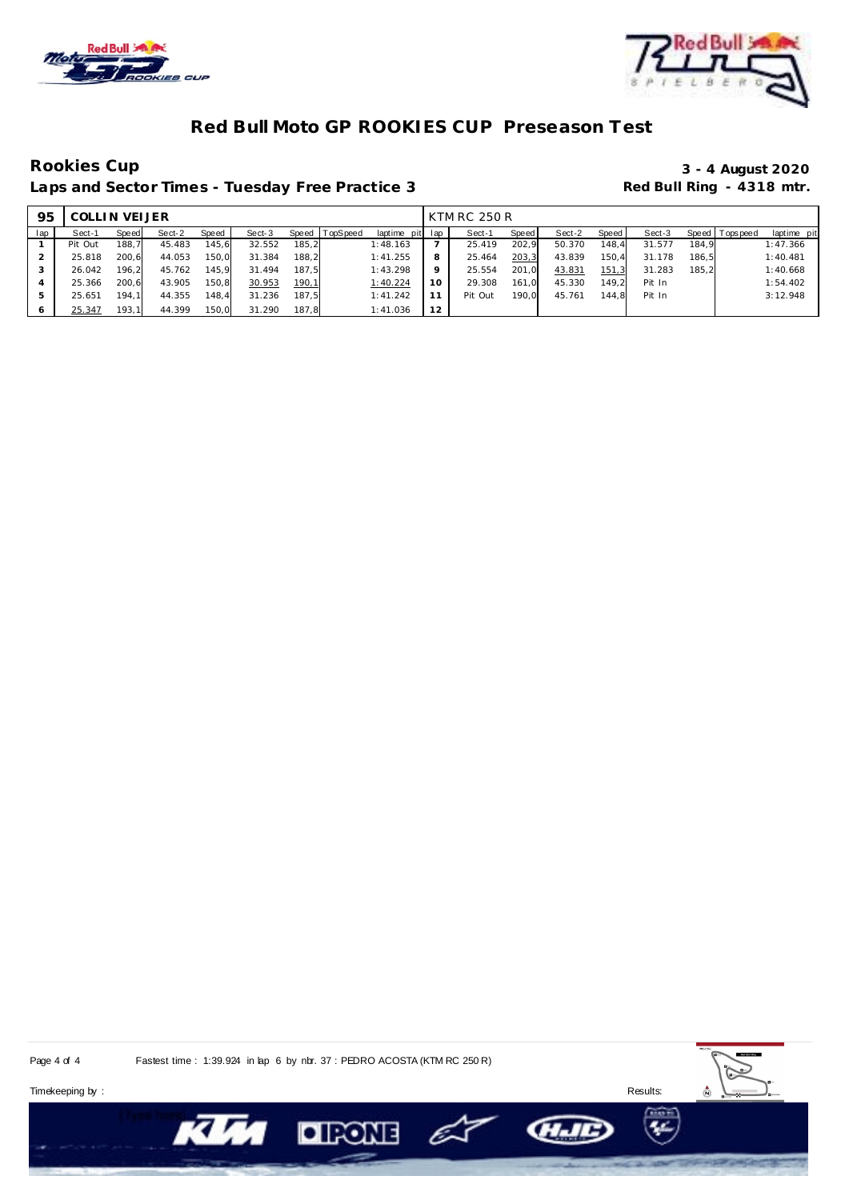# Red Bull Moto GP ROOKIES CUP Preseason Test

## Rookies Cup

**Laps and Sector Times - Tuesday Free Practice 3**

**3 - 4 August 2020**

**Red Bull Ring - 4318 mtr.**

| 95 | COLLIN VEIJER | | | | | | | | KTM RC 250 R | | | | | | | | |
|---|---|---|---|---|---|---|---|---|---|---|---|---|---|---|---|---|---|
| lap | Sect-1 | Speed | Sect-2 | Speed | Sect-3 | Speed | TopSpeed | laptime pit | lap | Sect-1 | Speed | Sect-2 | Speed | Sect-3 | Speed | Topspeed | laptime pit |
| 1 | Pit Out | 188,7 | 45.483 | 145,6 | 32.552 | 185,2 | | 1:48.163 | 7 | 25.419 | 202,9 | 50.370 | 148,4 | 31.577 | 184,9 | | 1:47.366 |
| 2 | 25.818 | 200,6 | 44.053 | 150,0 | 31.384 | 188,2 | | 1:41.255 | 8 | 25.464 | 203,3 | 43.839 | 150,4 | 31.178 | 186,5 | | 1:40.481 |
| 3 | 26.042 | 196,2 | 45.762 | 145,9 | 31.494 | 187,5 | | 1:43.298 | 9 | 25.554 | 201,0 | 43.831 | 151,3 | 31.283 | 185,2 | | 1:40.668 |
| 4 | 25.366 | 200,6 | 43.905 | 150,8 | 30.953 | 190,1 | | 1:40.224 | 10 | 29.308 | 161,0 | 45.330 | 149,2 | Pit In | | | 1:54.402 |
| 5 | 25.651 | 194,1 | 44.355 | 148,4 | 31.236 | 187,5 | | 1:41.242 | 11 | Pit Out | 190,0 | 45.761 | 144,8 | Pit In | | | 3:12.948 |
| 6 | 25.347 | 193,1 | 44.399 | 150,0 | 31.290 | 187,8 | | 1:41.036 | 12 | | | | | | | | |

Fastest time : 1:39.924 in lap 6 by nbr. 37 : PEDRO ACOSTA (KTM RC 250 R)

Timekeeping by :

Results: